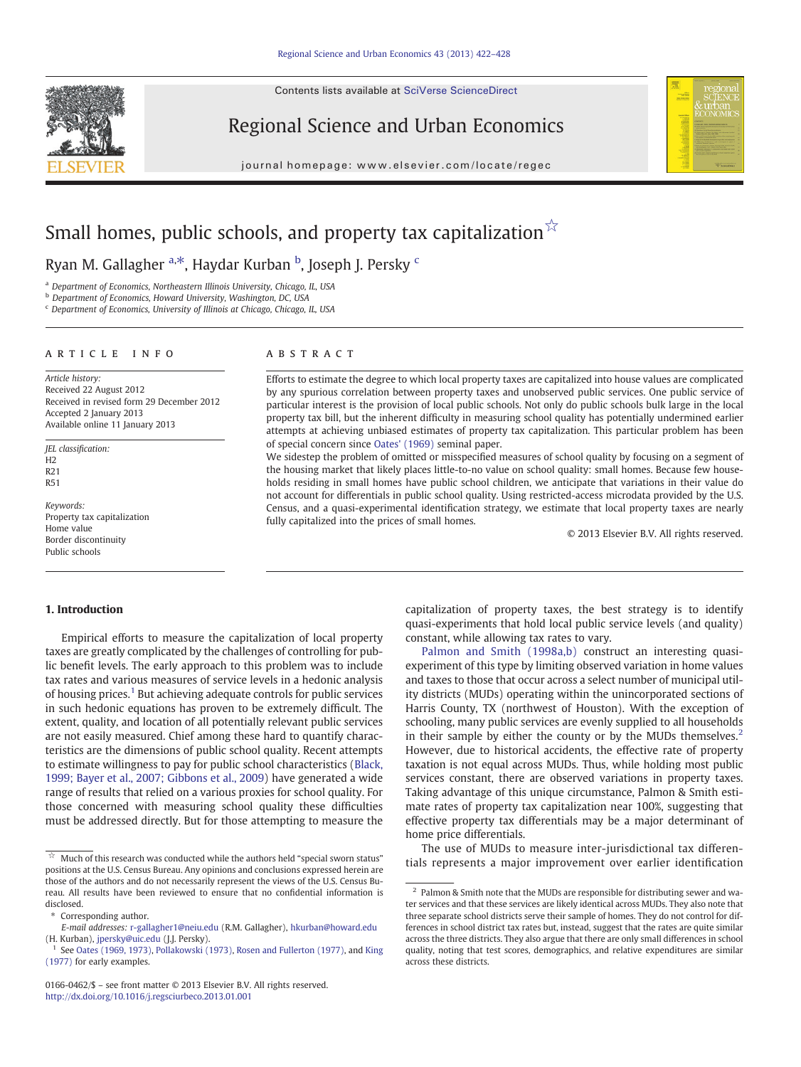Contents lists available at SciVerse ScienceDirect

Regional Science and Urban Economics

journal homepage: www.elsevier.com/locate/regec

# Small homes, public schools, and property tax capitalization ☆

Ryan M. Gallagher [a,*], Haydar Kurban [b], Joseph J. Persky [c]

[a] Department of Economics, Northeastern Illinois University, Chicago, IL, USA
[b] Department of Economics, Howard University, Washington, DC, USA
[c] Department of Economics, University of Illinois at Chicago, Chicago, IL, USA

ARTICLE INFO

*Article history:*
Received 22 August 2012
Received in revised form 29 December 2012
Accepted 2 January 2013
Available online 11 January 2013

*JEL classification:*
H2
R21
R51

*Keywords:*
Property tax capitalization
Home value
Border discontinuity
Public schools

ABSTRACT

Efforts to estimate the degree to which local property taxes are capitalized into house values are complicated by any spurious correlation between property taxes and unobserved public services. One public service of particular interest is the provision of local public schools. Not only do public schools bulk large in the local property tax bill, but the inherent difficulty in measuring school quality has potentially undermined earlier attempts at achieving unbiased estimates of property tax capitalization. This particular problem has been of special concern since Oates' (1969) seminal paper.

We sidestep the problem of omitted or misspecified measures of school quality by focusing on a segment of the housing market that likely places little-to-no value on school quality: small homes. Because few households residing in small homes have public school children, we anticipate that variations in their value do not account for differentials in public school quality. Using restricted-access microdata provided by the U.S. Census, and a quasi-experimental identification strategy, we estimate that local property taxes are nearly fully capitalized into the prices of small homes.

© 2013 Elsevier B.V. All rights reserved.

## 1. Introduction

Empirical efforts to measure the capitalization of local property taxes are greatly complicated by the challenges of controlling for public benefit levels. The early approach to this problem was to include tax rates and various measures of service levels in a hedonic analysis of housing prices.[1] But achieving adequate controls for public services in such hedonic equations has proven to be extremely difficult. The extent, quality, and location of all potentially relevant public services are not easily measured. Chief among these hard to quantify characteristics are the dimensions of public school quality. Recent attempts to estimate willingness to pay for public school characteristics (Black, 1999; Bayer et al., 2007; Gibbons et al., 2009) have generated a wide range of results that relied on a various proxies for school quality. For those concerned with measuring school quality these difficulties must be addressed directly. But for those attempting to measure the capitalization of property taxes, the best strategy is to identify quasi-experiments that hold local public service levels (and quality) constant, while allowing tax rates to vary.

Palmon and Smith (1998a,b) construct an interesting quasi-experiment of this type by limiting observed variation in home values and taxes to those that occur across a select number of municipal utility districts (MUDs) operating within the unincorporated sections of Harris County, TX (northwest of Houston). With the exception of schooling, many public services are evenly supplied to all households in their sample by either the county or by the MUDs themselves.[2] However, due to historical accidents, the effective rate of property taxation is not equal across MUDs. Thus, while holding most public services constant, there are observed variations in property taxes. Taking advantage of this unique circumstance, Palmon & Smith estimate rates of property tax capitalization near 100%, suggesting that effective property tax differentials may be a major determinant of home price differentials.

The use of MUDs to measure inter-jurisdictional tax differentials represents a major improvement over earlier identification

☆ Much of this research was conducted while the authors held "special sworn status" positions at the U.S. Census Bureau. Any opinions and conclusions expressed herein are those of the authors and do not necessarily represent the views of the U.S. Census Bureau. All results have been reviewed to ensure that no confidential information is disclosed.

* Corresponding author.
*E-mail addresses:* r-gallagher1@neiu.edu (R.M. Gallagher), hkurban@howard.edu (H. Kurban), jpersky@uic.edu (J.J. Persky).

[1] See Oates (1969, 1973), Pollakowski (1973), Rosen and Fullerton (1977), and King (1977) for early examples.

[2] Palmon & Smith note that the MUDs are responsible for distributing sewer and water services and that these services are likely identical across MUDs. They also note that three separate school districts serve their sample of homes. They do not control for differences in school district tax rates but, instead, suggest that the rates are quite similar across the three districts. They also argue that there are only small differences in school quality, noting that test scores, demographics, and relative expenditures are similar across these districts.

0166-0462/$ – see front matter © 2013 Elsevier B.V. All rights reserved.
http://dx.doi.org/10.1016/j.regsciurbeco.2013.01.001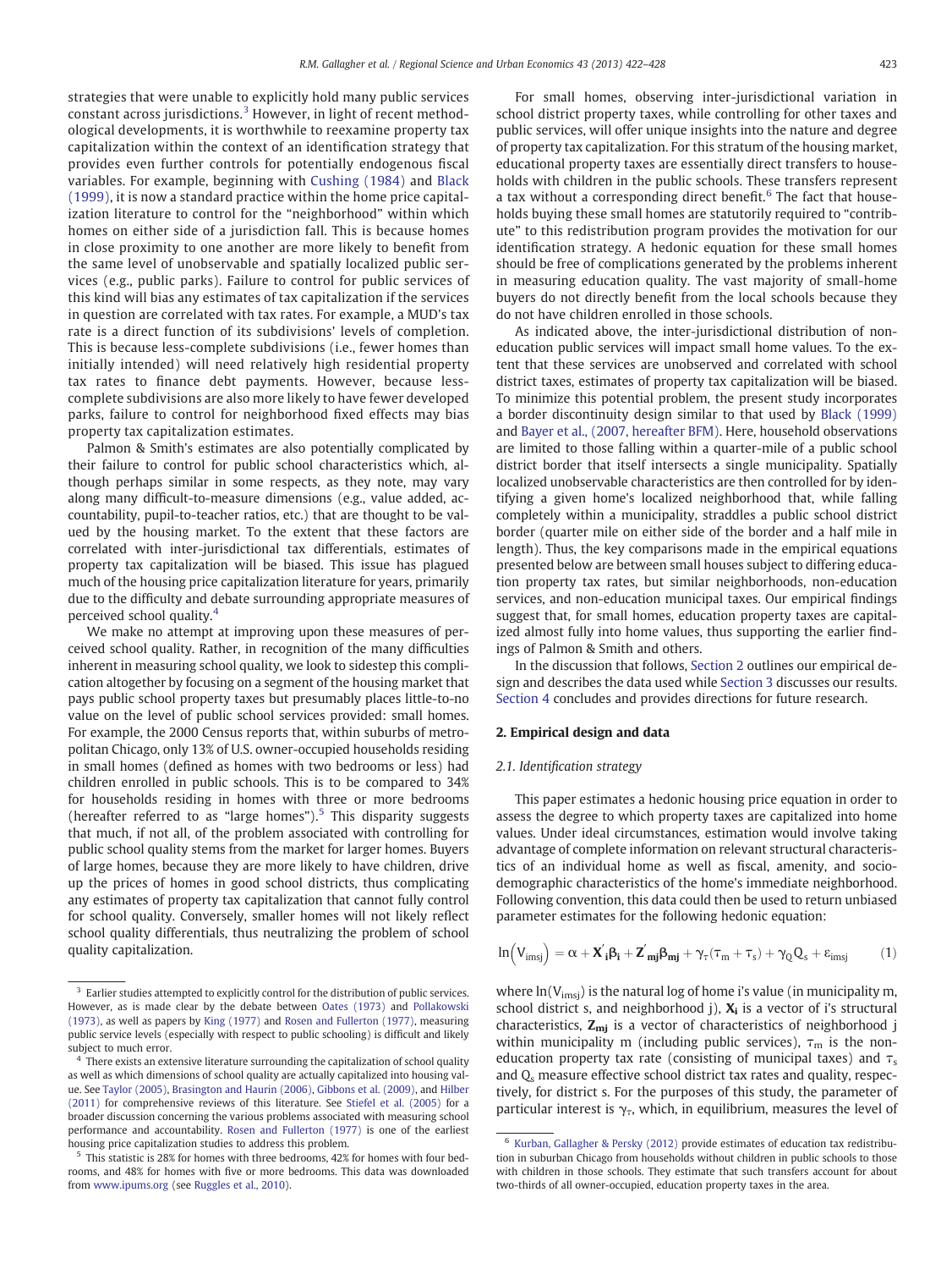strategies that were unable to explicitly hold many public services constant across jurisdictions.[3] However, in light of recent methodological developments, it is worthwhile to reexamine property tax capitalization within the context of an identification strategy that provides even further controls for potentially endogenous fiscal variables. For example, beginning with Cushing (1984) and Black (1999), it is now a standard practice within the home price capitalization literature to control for the "neighborhood" within which homes on either side of a jurisdiction fall. This is because homes in close proximity to one another are more likely to benefit from the same level of unobservable and spatially localized public services (e.g., public parks). Failure to control for public services of this kind will bias any estimates of tax capitalization if the services in question are correlated with tax rates. For example, a MUD's tax rate is a direct function of its subdivisions' levels of completion. This is because less-complete subdivisions (i.e., fewer homes than initially intended) will need relatively high residential property tax rates to finance debt payments. However, because less-complete subdivisions are also more likely to have fewer developed parks, failure to control for neighborhood fixed effects may bias property tax capitalization estimates.

Palmon & Smith's estimates are also potentially complicated by their failure to control for public school characteristics which, although perhaps similar in some respects, may vary along many difficult-to-measure dimensions (e.g., value added, accountability, pupil-to-teacher ratios, etc.) that are thought to be valued by the housing market. To the extent that these factors are correlated with inter-jurisdictional tax differentials, estimates of property tax capitalization will be biased. This issue has plagued much of the housing price capitalization literature for years, primarily due to the difficulty and debate surrounding appropriate measures of perceived school quality.[4]

We make no attempt at improving upon these measures of perceived school quality. Rather, in recognition of the many difficulties inherent in measuring school quality, we look to sidestep this complication altogether by focusing on a segment of the housing market that pays public school property taxes but presumably places little-to-no value on the level of public school services provided: small homes. For example, the 2000 Census reports that, within suburbs of metropolitan Chicago, only 13% of U.S. owner-occupied households residing in small homes (defined as homes with two bedrooms or less) had children enrolled in public schools. This is to be compared to 34% for households residing in homes with three or more bedrooms (hereafter referred to as "large homes").[5] This disparity suggests that much, if not all, of the problem associated with controlling for public school quality stems from the market for larger homes. Buyers of large homes, because they are more likely to have children, drive up the prices of homes in good school districts, thus complicating any estimates of property tax capitalization that cannot fully control for school quality. Conversely, smaller homes will not likely reflect school quality differentials, thus neutralizing the problem of school quality capitalization.

For small homes, observing inter-jurisdictional variation in school district property taxes, while controlling for other taxes and public services, will offer unique insights into the nature and degree of property tax capitalization. For this stratum of the housing market, educational property taxes are essentially direct transfers to households with children in the public schools. These transfers represent a tax without a corresponding direct benefit.[6] The fact that households buying these small homes are statutorily required to "contribute" to this redistribution program provides the motivation for our identification strategy. A hedonic equation for these small homes should be free of complications generated by the problems inherent in measuring education quality. The vast majority of small-home buyers do not directly benefit from the local schools because they do not have children enrolled in those schools.

As indicated above, the inter-jurisdictional distribution of non-education public services will impact small home values. To the extent that these services are unobserved and correlated with school district taxes, estimates of property tax capitalization will be biased. To minimize this potential problem, the present study incorporates a border discontinuity design similar to that used by Black (1999) and Bayer et al., (2007, hereafter BFM). Here, household observations are limited to those falling within a quarter-mile of a public school district border that itself intersects a single municipality. Spatially localized unobservable characteristics are then controlled for by identifying a given home's localized neighborhood that, while falling completely within a municipality, straddles a public school district border (quarter mile on either side of the border and a half mile in length). Thus, the key comparisons made in the empirical equations presented below are between small houses subject to differing education property tax rates, but similar neighborhoods, non-education services, and non-education municipal taxes. Our empirical findings suggest that, for small homes, education property taxes are capitalized almost fully into home values, thus supporting the earlier findings of Palmon & Smith and others.

In the discussion that follows, Section 2 outlines our empirical design and describes the data used while Section 3 discusses our results. Section 4 concludes and provides directions for future research.

## 2. Empirical design and data

### 2.1. Identification strategy

This paper estimates a hedonic housing price equation in order to assess the degree to which property taxes are capitalized into home values. Under ideal circumstances, estimation would involve taking advantage of complete information on relevant structural characteristics of an individual home as well as fiscal, amenity, and socio-demographic characteristics of the home's immediate neighborhood. Following convention, this data could then be used to return unbiased parameter estimates for the following hedonic equation:

$$\ln\left(V_{imsj}\right) = \alpha + \mathbf{X}_i^{'}\boldsymbol{\beta}_i + \mathbf{Z}_{mj}^{'}\boldsymbol{\beta}_{mj} + \gamma_\tau(\tau_m + \tau_s) + \gamma_Q Q_s + \varepsilon_{imsj} \tag{1}$$

where $\ln(V_{imsj})$ is the natural log of home i's value (in municipality m, school district s, and neighborhood j), $\mathbf{X_i}$ is a vector of i's structural characteristics, $\mathbf{Z_{mj}}$ is a vector of characteristics of neighborhood j within municipality m (including public services), $\tau_m$ is the non-education property tax rate (consisting of municipal taxes) and $\tau_s$ and $Q_s$ measure effective school district tax rates and quality, respectively, for district s. For the purposes of this study, the parameter of particular interest is $\gamma_\tau$, which, in equilibrium, measures the level of

---

[3] Earlier studies attempted to explicitly control for the distribution of public services. However, as is made clear by the debate between Oates (1973) and Pollakowski (1973), as well as papers by King (1977) and Rosen and Fullerton (1977), measuring public service levels (especially with respect to public schooling) is difficult and likely subject to much error.

[4] There exists an extensive literature surrounding the capitalization of school quality as well as which dimensions of school quality are actually capitalized into housing value. See Taylor (2005), Brasington and Haurin (2006), Gibbons et al. (2009), and Hilber (2011) for comprehensive reviews of this literature. See Stiefel et al. (2005) for a broader discussion concerning the various problems associated with measuring school performance and accountability. Rosen and Fullerton (1977) is one of the earliest housing price capitalization studies to address this problem.

[5] This statistic is 28% for homes with three bedrooms, 42% for homes with four bedrooms, and 48% for homes with five or more bedrooms. This data was downloaded from www.ipums.org (see Ruggles et al., 2010).

[6] Kurban, Gallagher & Persky (2012) provide estimates of education tax redistribution in suburban Chicago from households without children in public schools to those with children in those schools. They estimate that such transfers account for about two-thirds of all owner-occupied, education property taxes in the area.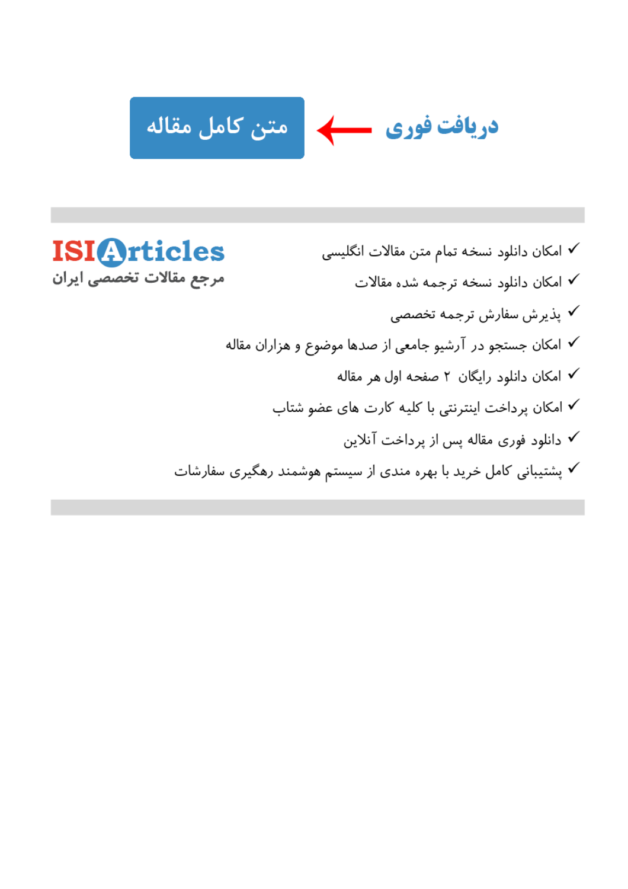دریافت فوری ← متن کامل مقاله

**ISIArticles**
مرجع مقالات تخصصی ایران

- ✓ امکان دانلود نسخه تمام متن مقالات انگلیسی
- ✓ امکان دانلود نسخه ترجمه شده مقالات
- ✓ پذیرش سفارش ترجمه تخصصی
- ✓ امکان جستجو در آرشیو جامعی از صدها موضوع و هزاران مقاله
- ✓ امکان دانلود رایگان ۲ صفحه اول هر مقاله
- ✓ امکان پرداخت اینترنتی با کلیه کارت های عضو شتاب
- ✓ دانلود فوری مقاله پس از پرداخت آنلاین
- ✓ پشتیبانی کامل خرید با بهره مندی از سیستم هوشمند رهگیری سفارشات